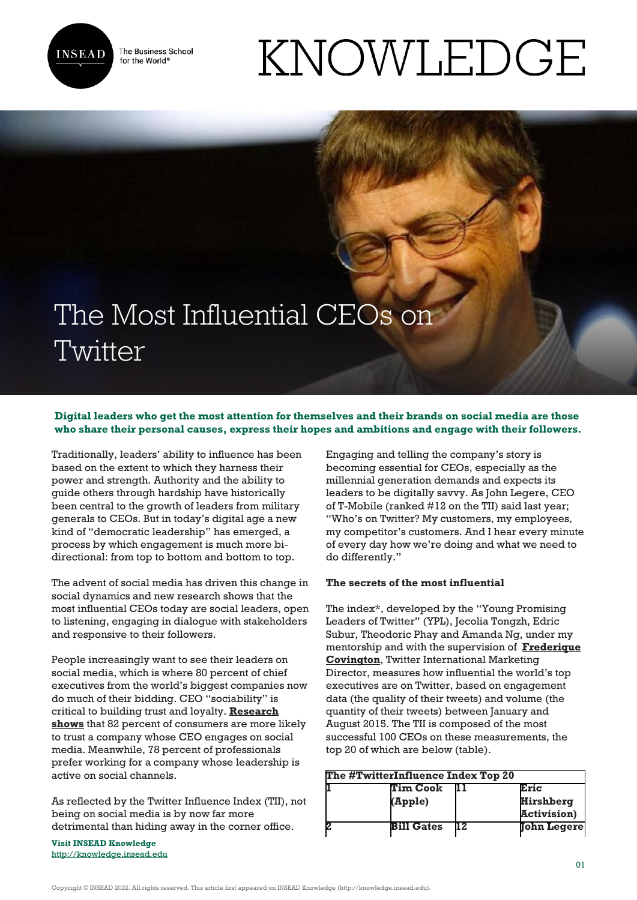# The Most Influential CEOs on Twitter

**Digital leaders who get the most attention for themselves and their brands on social media are those who share their personal causes, express their hopes and ambitions and engage with their followers.**

Traditionally, leaders' ability to influence has been based on the extent to which they harness their power and strength. Authority and the ability to guide others through hardship have historically been central to the growth of leaders from military generals to CEOs. But in today's digital age a new kind of "democratic leadership" has emerged, a process by which engagement is much more bi-directional: from top to bottom and bottom to top.

The advent of social media has driven this change in social dynamics and new research shows that the most influential CEOs today are social leaders, open to listening, engaging in dialogue with stakeholders and responsive to their followers.

People increasingly want to see their leaders on social media, which is where 80 percent of chief executives from the world's biggest companies now do much of their bidding. CEO "sociability" is critical to building trust and loyalty. **Research shows** that 82 percent of consumers are more likely to trust a company whose CEO engages on social media. Meanwhile, 78 percent of professionals prefer working for a company whose leadership is active on social channels.

As reflected by the Twitter Influence Index (TII), not being on social media is by now far more detrimental than hiding away in the corner office.

Engaging and telling the company's story is becoming essential for CEOs, especially as the millennial generation demands and expects its leaders to be digitally savvy. As John Legere, CEO of T-Mobile (ranked #12 on the TII) said last year; "Who's on Twitter? My customers, my employees, my competitor's customers. And I hear every minute of every day how we're doing and what we need to do differently."

### The secrets of the most influential

The index*, developed by the "Young Promising Leaders of Twitter" (YPL), Jecolia Tongzh, Edric Subur, Theodoric Phay and Amanda Ng, under my mentorship and with the supervision of **Frederique Covington**, Twitter International Marketing Director, measures how influential the world's top executives are on Twitter, based on engagement data (the quality of their tweets) and volume (the quantity of their tweets) between January and August 2015. The TII is composed of the most successful 100 CEOs on these measurements, the top 20 of which are below (table).

| The #TwitterInfluence Index Top 20 | | | |
|---|---|---|---|
| 1 | Tim Cook (Apple) | 11 | Eric Hirshberg Activision) |
| 2 | Bill Gates | 12 | John Legere |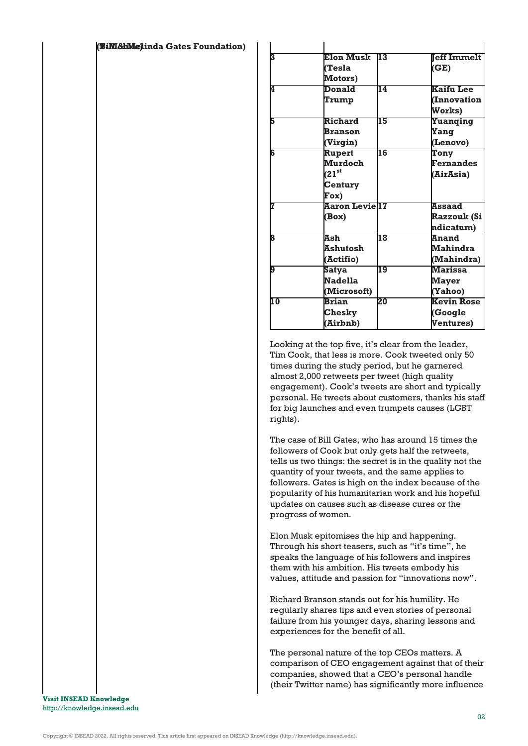(Bill & Melinda Gates Foundation)

| | | | |
|---|---|---|---|
| 3 | Elon Musk (Tesla Motors) | 13 | Jeff Immelt (GE) |
| 4 | Donald Trump | 14 | Kaifu Lee (Innovation Works) |
| 5 | Richard Branson (Virgin) | 15 | Yuanqing Yang (Lenovo) |
| 6 | Rupert Murdoch (21st Century Fox) | 16 | Tony Fernandes (AirAsia) |
| 7 | Aaron Levie (Box) | 17 | Assaad Razzouk (Sindicatum) |
| 8 | Ash Ashutosh (Actifio) | 18 | Anand Mahindra (Mahindra) |
| 9 | Satya Nadella (Microsoft) | 19 | Marissa Mayer (Yahoo) |
| 10 | Brian Chesky (Airbnb) | 20 | Kevin Rose (Google Ventures) |

Looking at the top five, it's clear from the leader, Tim Cook, that less is more. Cook tweeted only 50 times during the study period, but he garnered almost 2,000 retweets per tweet (high quality engagement). Cook's tweets are short and typically personal. He tweets about customers, thanks his staff for big launches and even trumpets causes (LGBT rights).

The case of Bill Gates, who has around 15 times the followers of Cook but only gets half the retweets, tells us two things: the secret is in the quality not the quantity of your tweets, and the same applies to followers. Gates is high on the index because of the popularity of his humanitarian work and his hopeful updates on causes such as disease cures or the progress of women.

Elon Musk epitomises the hip and happening. Through his short teasers, such as "it's time", he speaks the language of his followers and inspires them with his ambition. His tweets embody his values, attitude and passion for "innovations now".

Richard Branson stands out for his humility. He regularly shares tips and even stories of personal failure from his younger days, sharing lessons and experiences for the benefit of all.

The personal nature of the top CEOs matters. A comparison of CEO engagement against that of their companies, showed that a CEO's personal handle (their Twitter name) has significantly more influence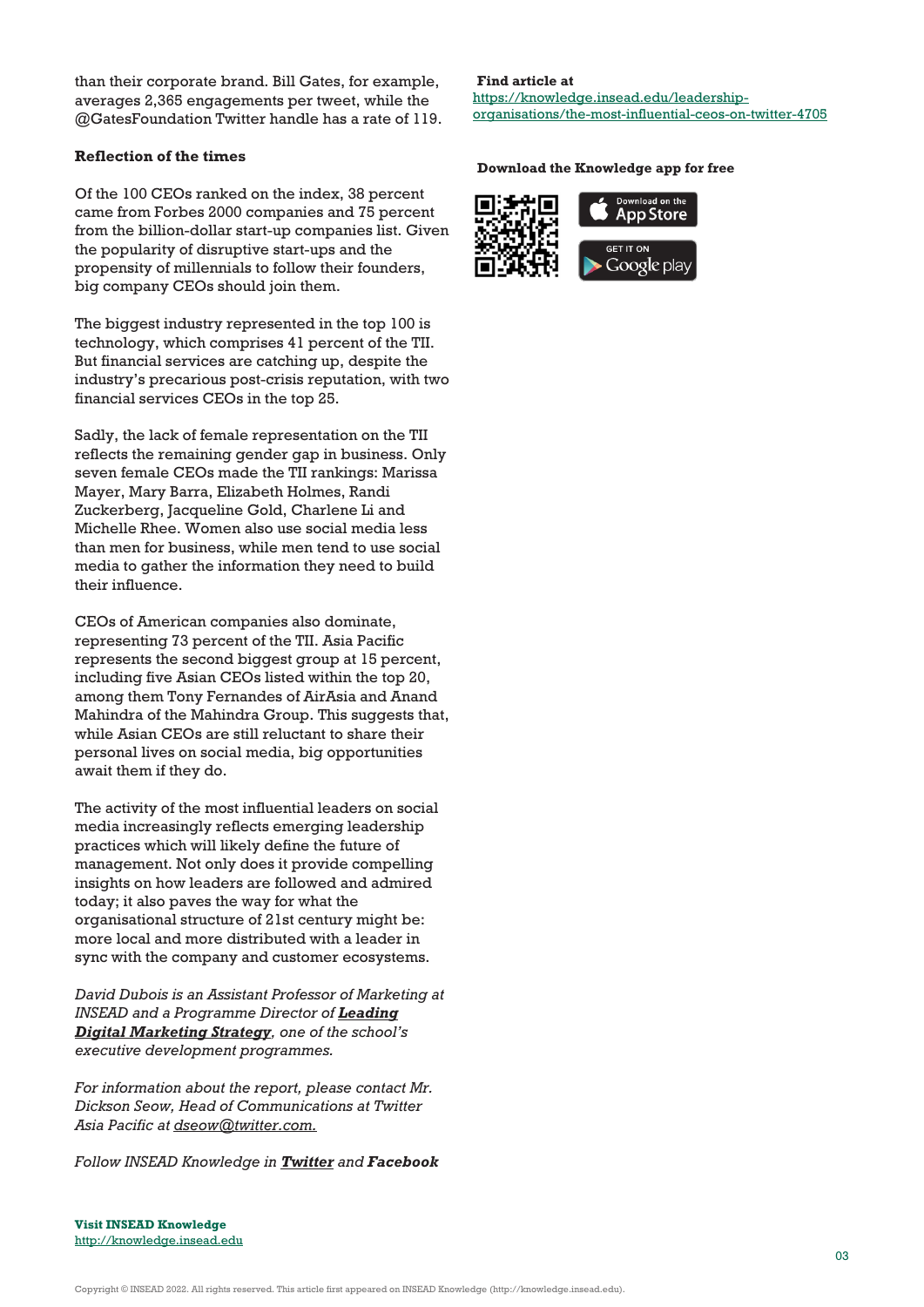than their corporate brand. Bill Gates, for example, averages 2,365 engagements per tweet, while the @GatesFoundation Twitter handle has a rate of 119.

**Reflection of the times**

Of the 100 CEOs ranked on the index, 38 percent came from Forbes 2000 companies and 75 percent from the billion-dollar start-up companies list. Given the popularity of disruptive start-ups and the propensity of millennials to follow their founders, big company CEOs should join them.

The biggest industry represented in the top 100 is technology, which comprises 41 percent of the TII. But financial services are catching up, despite the industry's precarious post-crisis reputation, with two financial services CEOs in the top 25.

Sadly, the lack of female representation on the TII reflects the remaining gender gap in business. Only seven female CEOs made the TII rankings: Marissa Mayer, Mary Barra, Elizabeth Holmes, Randi Zuckerberg, Jacqueline Gold, Charlene Li and Michelle Rhee. Women also use social media less than men for business, while men tend to use social media to gather the information they need to build their influence.

CEOs of American companies also dominate, representing 73 percent of the TII. Asia Pacific represents the second biggest group at 15 percent, including five Asian CEOs listed within the top 20, among them Tony Fernandes of AirAsia and Anand Mahindra of the Mahindra Group. This suggests that, while Asian CEOs are still reluctant to share their personal lives on social media, big opportunities await them if they do.

The activity of the most influential leaders on social media increasingly reflects emerging leadership practices which will likely define the future of management. Not only does it provide compelling insights on how leaders are followed and admired today; it also paves the way for what the organisational structure of 21st century might be: more local and more distributed with a leader in sync with the company and customer ecosystems.

*David Dubois is an Assistant Professor of Marketing at INSEAD and a Programme Director of **Leading Digital Marketing Strategy**, one of the school's executive development programmes.*

*For information about the report, please contact Mr. Dickson Seow, Head of Communications at Twitter Asia Pacific at dseow@twitter.com.*

*Follow INSEAD Knowledge in **Twitter** and **Facebook***

**Find article at**
https://knowledge.insead.edu/leadership-organisations/the-most-influential-ceos-on-twitter-4705

**Download the Knowledge app for free**

Download on the App Store

GET IT ON Google play

**Visit INSEAD Knowledge**
http://knowledge.insead.edu

Copyright © INSEAD 2022. All rights reserved. This article first appeared on INSEAD Knowledge (http://knowledge.insead.edu).